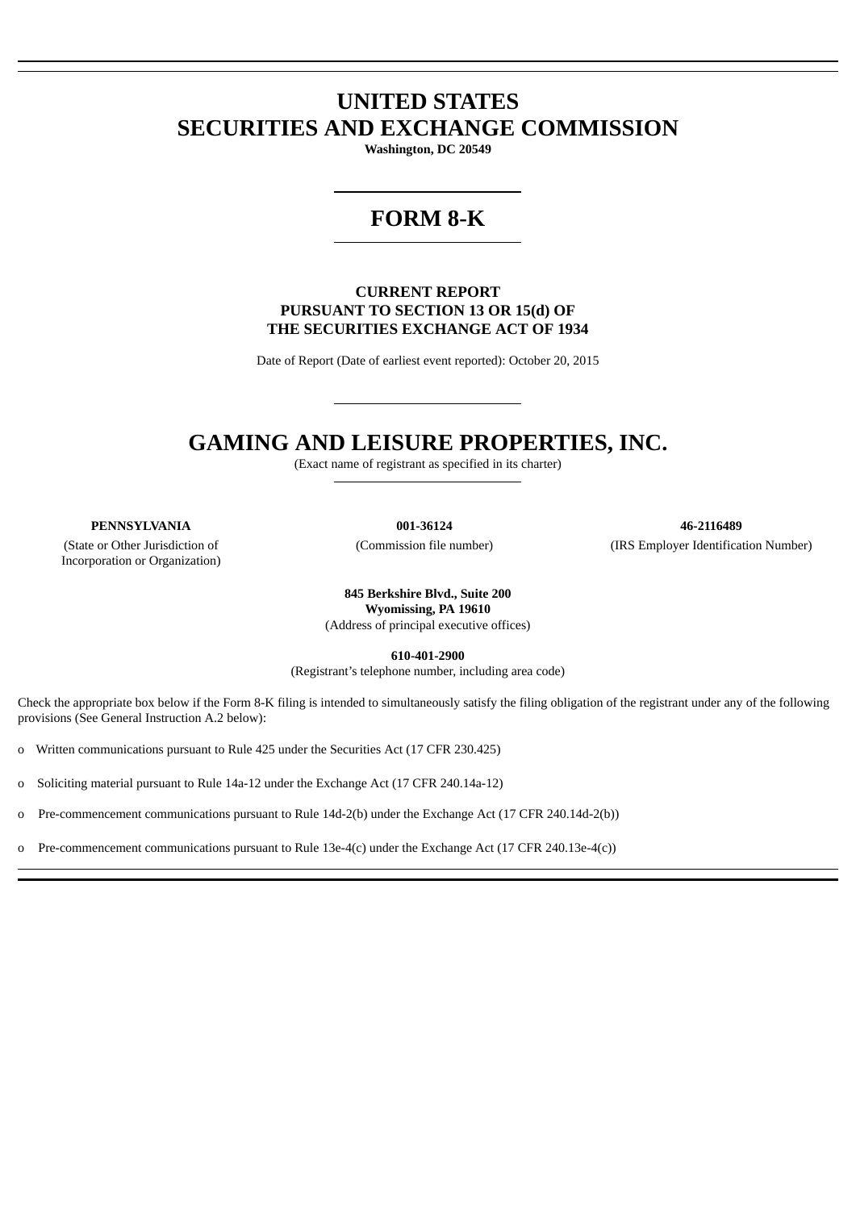# UNITED STATES
# SECURITIES AND EXCHANGE COMMISSION

**Washington, DC 20549**

# FORM 8-K

**CURRENT REPORT**
**PURSUANT TO SECTION 13 OR 15(d) OF**
**THE SECURITIES EXCHANGE ACT OF 1934**

Date of Report (Date of earliest event reported): October 20, 2015

# GAMING AND LEISURE PROPERTIES, INC.

(Exact name of registrant as specified in its charter)

| **PENNSYLVANIA** | **001-36124** | **46-2116489** |
|---|---|---|
| (State or Other Jurisdiction of Incorporation or Organization) | (Commission file number) | (IRS Employer Identification Number) |

**845 Berkshire Blvd., Suite 200**
**Wyomissing, PA 19610**
(Address of principal executive offices)

**610-401-2900**
(Registrant's telephone number, including area code)

Check the appropriate box below if the Form 8-K filing is intended to simultaneously satisfy the filing obligation of the registrant under any of the following provisions (See General Instruction A.2 below):

o Written communications pursuant to Rule 425 under the Securities Act (17 CFR 230.425)

o Soliciting material pursuant to Rule 14a-12 under the Exchange Act (17 CFR 240.14a-12)

o Pre-commencement communications pursuant to Rule 14d-2(b) under the Exchange Act (17 CFR 240.14d-2(b))

o Pre-commencement communications pursuant to Rule 13e-4(c) under the Exchange Act (17 CFR 240.13e-4(c))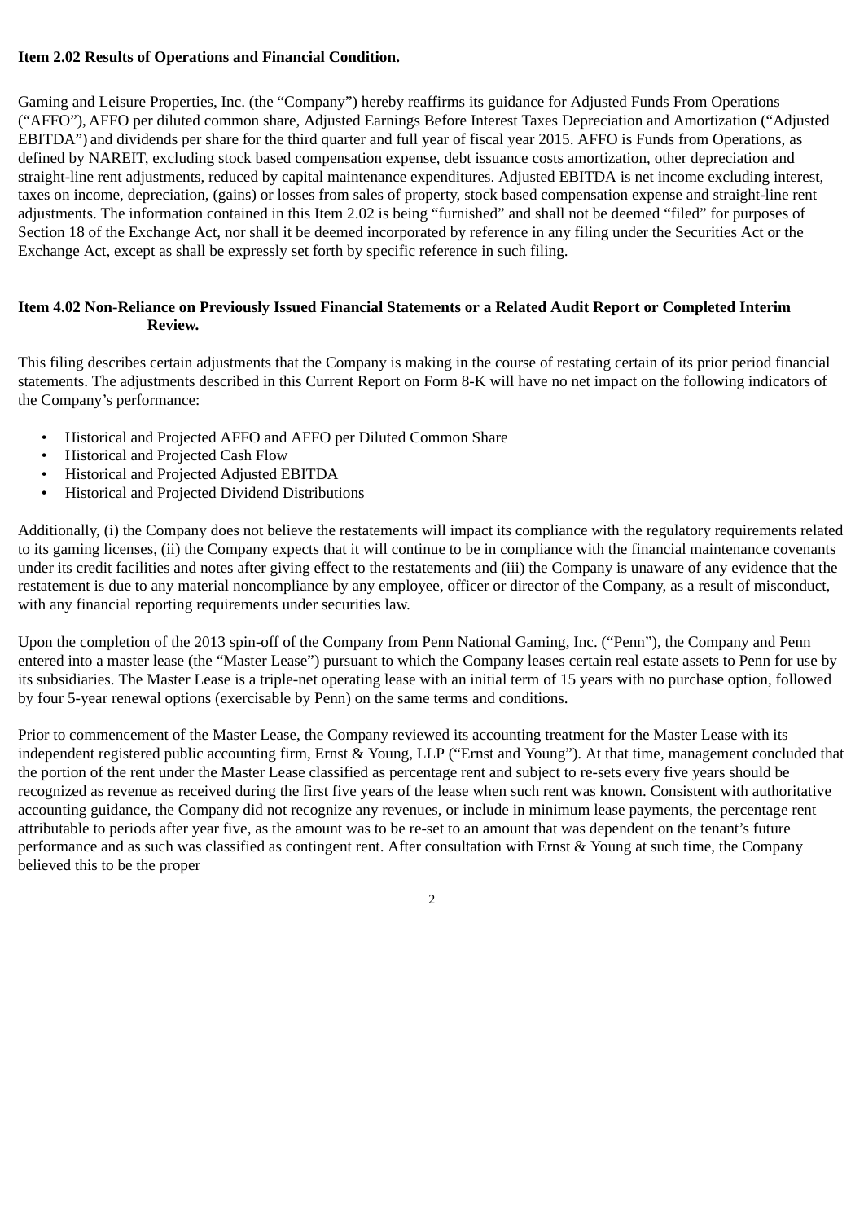**Item 2.02 Results of Operations and Financial Condition.**

Gaming and Leisure Properties, Inc. (the "Company") hereby reaffirms its guidance for Adjusted Funds From Operations ("AFFO"), AFFO per diluted common share, Adjusted Earnings Before Interest Taxes Depreciation and Amortization ("Adjusted EBITDA") and dividends per share for the third quarter and full year of fiscal year 2015. AFFO is Funds from Operations, as defined by NAREIT, excluding stock based compensation expense, debt issuance costs amortization, other depreciation and straight-line rent adjustments, reduced by capital maintenance expenditures. Adjusted EBITDA is net income excluding interest, taxes on income, depreciation, (gains) or losses from sales of property, stock based compensation expense and straight-line rent adjustments. The information contained in this Item 2.02 is being "furnished" and shall not be deemed "filed" for purposes of Section 18 of the Exchange Act, nor shall it be deemed incorporated by reference in any filing under the Securities Act or the Exchange Act, except as shall be expressly set forth by specific reference in such filing.

**Item 4.02 Non-Reliance on Previously Issued Financial Statements or a Related Audit Report or Completed Interim Review.**

This filing describes certain adjustments that the Company is making in the course of restating certain of its prior period financial statements. The adjustments described in this Current Report on Form 8-K will have no net impact on the following indicators of the Company's performance:

- Historical and Projected AFFO and AFFO per Diluted Common Share
- Historical and Projected Cash Flow
- Historical and Projected Adjusted EBITDA
- Historical and Projected Dividend Distributions

Additionally, (i) the Company does not believe the restatements will impact its compliance with the regulatory requirements related to its gaming licenses, (ii) the Company expects that it will continue to be in compliance with the financial maintenance covenants under its credit facilities and notes after giving effect to the restatements and (iii) the Company is unaware of any evidence that the restatement is due to any material noncompliance by any employee, officer or director of the Company, as a result of misconduct, with any financial reporting requirements under securities law.

Upon the completion of the 2013 spin-off of the Company from Penn National Gaming, Inc. ("Penn"), the Company and Penn entered into a master lease (the "Master Lease") pursuant to which the Company leases certain real estate assets to Penn for use by its subsidiaries. The Master Lease is a triple-net operating lease with an initial term of 15 years with no purchase option, followed by four 5-year renewal options (exercisable by Penn) on the same terms and conditions.

Prior to commencement of the Master Lease, the Company reviewed its accounting treatment for the Master Lease with its independent registered public accounting firm, Ernst & Young, LLP ("Ernst and Young"). At that time, management concluded that the portion of the rent under the Master Lease classified as percentage rent and subject to re-sets every five years should be recognized as revenue as received during the first five years of the lease when such rent was known. Consistent with authoritative accounting guidance, the Company did not recognize any revenues, or include in minimum lease payments, the percentage rent attributable to periods after year five, as the amount was to be re-set to an amount that was dependent on the tenant's future performance and as such was classified as contingent rent. After consultation with Ernst & Young at such time, the Company believed this to be the proper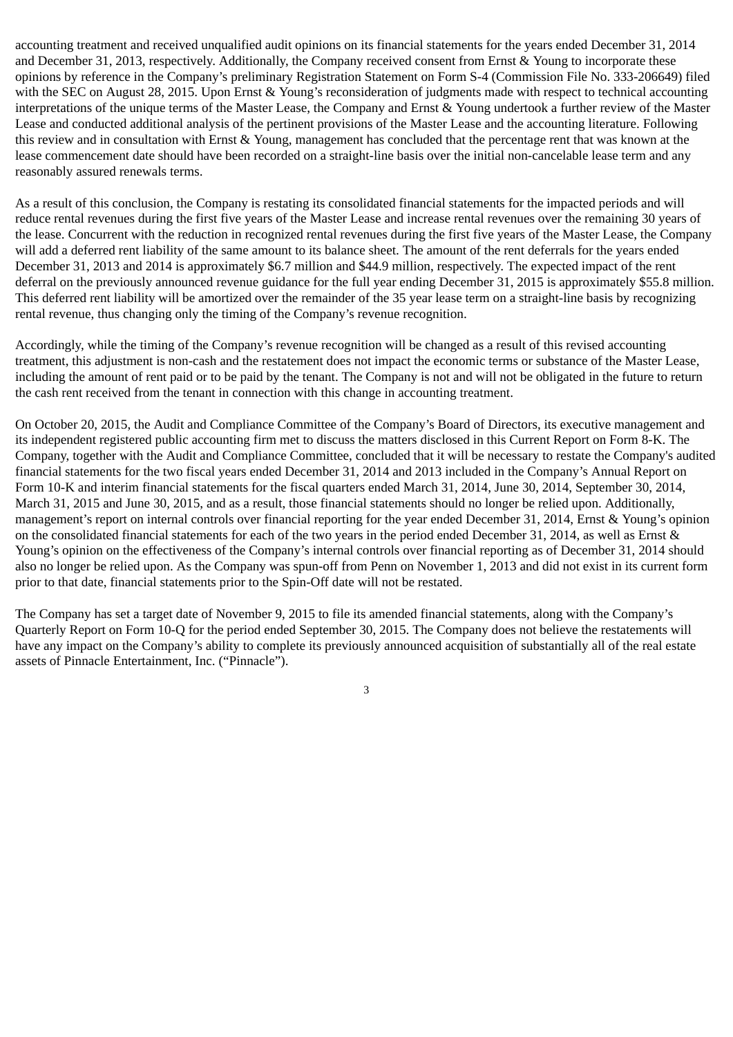accounting treatment and received unqualified audit opinions on its financial statements for the years ended December 31, 2014 and December 31, 2013, respectively. Additionally, the Company received consent from Ernst & Young to incorporate these opinions by reference in the Company's preliminary Registration Statement on Form S-4 (Commission File No. 333-206649) filed with the SEC on August 28, 2015. Upon Ernst & Young's reconsideration of judgments made with respect to technical accounting interpretations of the unique terms of the Master Lease, the Company and Ernst & Young undertook a further review of the Master Lease and conducted additional analysis of the pertinent provisions of the Master Lease and the accounting literature. Following this review and in consultation with Ernst & Young, management has concluded that the percentage rent that was known at the lease commencement date should have been recorded on a straight-line basis over the initial non-cancelable lease term and any reasonably assured renewals terms.

As a result of this conclusion, the Company is restating its consolidated financial statements for the impacted periods and will reduce rental revenues during the first five years of the Master Lease and increase rental revenues over the remaining 30 years of the lease. Concurrent with the reduction in recognized rental revenues during the first five years of the Master Lease, the Company will add a deferred rent liability of the same amount to its balance sheet. The amount of the rent deferrals for the years ended December 31, 2013 and 2014 is approximately $6.7 million and $44.9 million, respectively. The expected impact of the rent deferral on the previously announced revenue guidance for the full year ending December 31, 2015 is approximately $55.8 million. This deferred rent liability will be amortized over the remainder of the 35 year lease term on a straight-line basis by recognizing rental revenue, thus changing only the timing of the Company's revenue recognition.

Accordingly, while the timing of the Company's revenue recognition will be changed as a result of this revised accounting treatment, this adjustment is non-cash and the restatement does not impact the economic terms or substance of the Master Lease, including the amount of rent paid or to be paid by the tenant. The Company is not and will not be obligated in the future to return the cash rent received from the tenant in connection with this change in accounting treatment.

On October 20, 2015, the Audit and Compliance Committee of the Company's Board of Directors, its executive management and its independent registered public accounting firm met to discuss the matters disclosed in this Current Report on Form 8-K. The Company, together with the Audit and Compliance Committee, concluded that it will be necessary to restate the Company's audited financial statements for the two fiscal years ended December 31, 2014 and 2013 included in the Company's Annual Report on Form 10-K and interim financial statements for the fiscal quarters ended March 31, 2014, June 30, 2014, September 30, 2014, March 31, 2015 and June 30, 2015, and as a result, those financial statements should no longer be relied upon. Additionally, management's report on internal controls over financial reporting for the year ended December 31, 2014, Ernst & Young's opinion on the consolidated financial statements for each of the two years in the period ended December 31, 2014, as well as Ernst & Young's opinion on the effectiveness of the Company's internal controls over financial reporting as of December 31, 2014 should also no longer be relied upon. As the Company was spun-off from Penn on November 1, 2013 and did not exist in its current form prior to that date, financial statements prior to the Spin-Off date will not be restated.

The Company has set a target date of November 9, 2015 to file its amended financial statements, along with the Company's Quarterly Report on Form 10-Q for the period ended September 30, 2015. The Company does not believe the restatements will have any impact on the Company's ability to complete its previously announced acquisition of substantially all of the real estate assets of Pinnacle Entertainment, Inc. ("Pinnacle").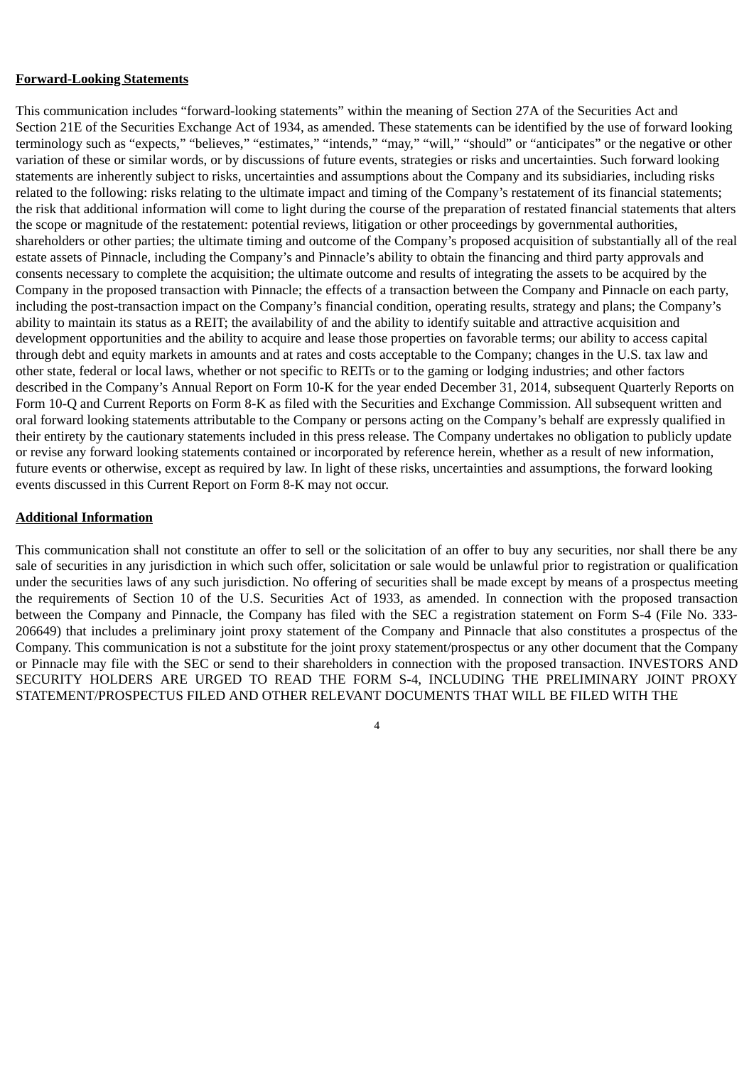**Forward-Looking Statements**

This communication includes "forward-looking statements" within the meaning of Section 27A of the Securities Act and Section 21E of the Securities Exchange Act of 1934, as amended. These statements can be identified by the use of forward looking terminology such as "expects," "believes," "estimates," "intends," "may," "will," "should" or "anticipates" or the negative or other variation of these or similar words, or by discussions of future events, strategies or risks and uncertainties. Such forward looking statements are inherently subject to risks, uncertainties and assumptions about the Company and its subsidiaries, including risks related to the following: risks relating to the ultimate impact and timing of the Company's restatement of its financial statements; the risk that additional information will come to light during the course of the preparation of restated financial statements that alters the scope or magnitude of the restatement: potential reviews, litigation or other proceedings by governmental authorities, shareholders or other parties; the ultimate timing and outcome of the Company's proposed acquisition of substantially all of the real estate assets of Pinnacle, including the Company's and Pinnacle's ability to obtain the financing and third party approvals and consents necessary to complete the acquisition; the ultimate outcome and results of integrating the assets to be acquired by the Company in the proposed transaction with Pinnacle; the effects of a transaction between the Company and Pinnacle on each party, including the post-transaction impact on the Company's financial condition, operating results, strategy and plans; the Company's ability to maintain its status as a REIT; the availability of and the ability to identify suitable and attractive acquisition and development opportunities and the ability to acquire and lease those properties on favorable terms; our ability to access capital through debt and equity markets in amounts and at rates and costs acceptable to the Company; changes in the U.S. tax law and other state, federal or local laws, whether or not specific to REITs or to the gaming or lodging industries; and other factors described in the Company's Annual Report on Form 10-K for the year ended December 31, 2014, subsequent Quarterly Reports on Form 10-Q and Current Reports on Form 8-K as filed with the Securities and Exchange Commission. All subsequent written and oral forward looking statements attributable to the Company or persons acting on the Company's behalf are expressly qualified in their entirety by the cautionary statements included in this press release. The Company undertakes no obligation to publicly update or revise any forward looking statements contained or incorporated by reference herein, whether as a result of new information, future events or otherwise, except as required by law. In light of these risks, uncertainties and assumptions, the forward looking events discussed in this Current Report on Form 8-K may not occur.

**Additional Information**

This communication shall not constitute an offer to sell or the solicitation of an offer to buy any securities, nor shall there be any sale of securities in any jurisdiction in which such offer, solicitation or sale would be unlawful prior to registration or qualification under the securities laws of any such jurisdiction. No offering of securities shall be made except by means of a prospectus meeting the requirements of Section 10 of the U.S. Securities Act of 1933, as amended. In connection with the proposed transaction between the Company and Pinnacle, the Company has filed with the SEC a registration statement on Form S-4 (File No. 333-206649) that includes a preliminary joint proxy statement of the Company and Pinnacle that also constitutes a prospectus of the Company. This communication is not a substitute for the joint proxy statement/prospectus or any other document that the Company or Pinnacle may file with the SEC or send to their shareholders in connection with the proposed transaction. INVESTORS AND SECURITY HOLDERS ARE URGED TO READ THE FORM S-4, INCLUDING THE PRELIMINARY JOINT PROXY STATEMENT/PROSPECTUS FILED AND OTHER RELEVANT DOCUMENTS THAT WILL BE FILED WITH THE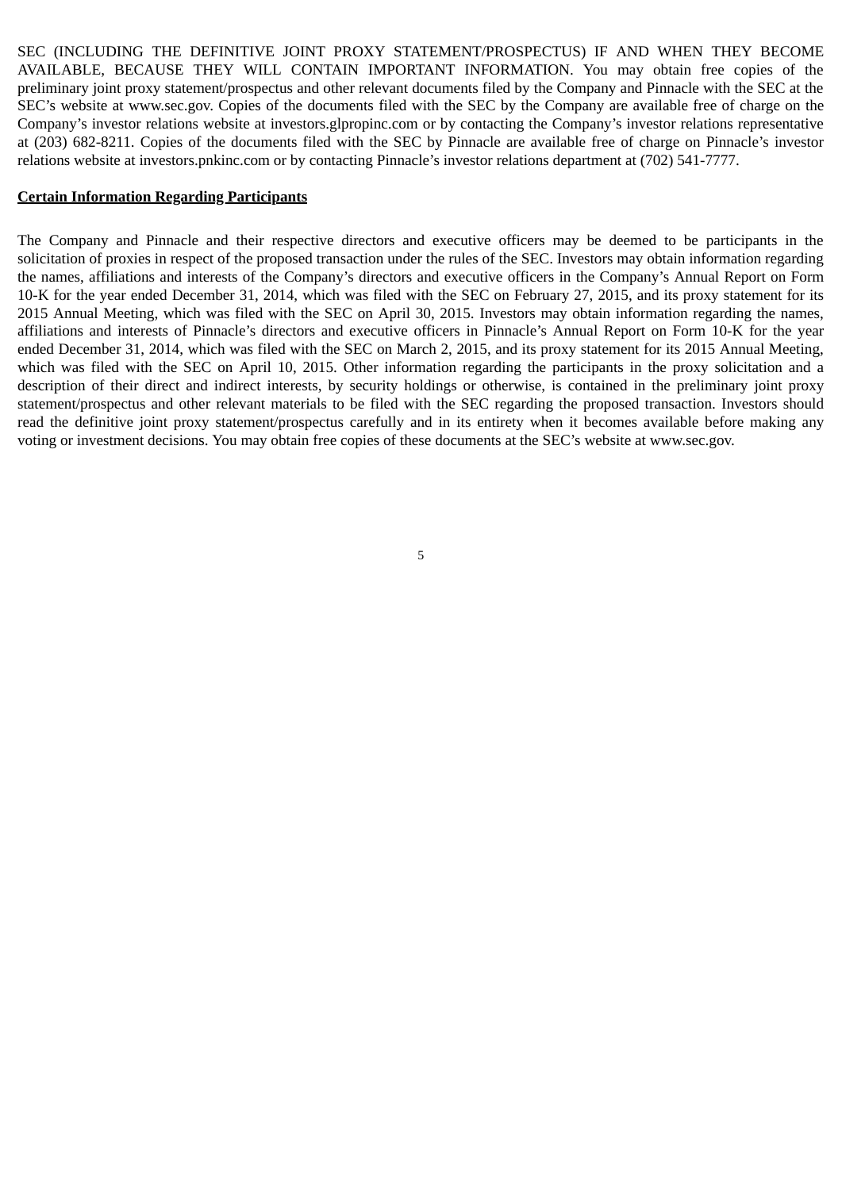SEC (INCLUDING THE DEFINITIVE JOINT PROXY STATEMENT/PROSPECTUS) IF AND WHEN THEY BECOME AVAILABLE, BECAUSE THEY WILL CONTAIN IMPORTANT INFORMATION. You may obtain free copies of the preliminary joint proxy statement/prospectus and other relevant documents filed by the Company and Pinnacle with the SEC at the SEC's website at www.sec.gov. Copies of the documents filed with the SEC by the Company are available free of charge on the Company's investor relations website at investors.glpropinc.com or by contacting the Company's investor relations representative at (203) 682-8211. Copies of the documents filed with the SEC by Pinnacle are available free of charge on Pinnacle's investor relations website at investors.pnkinc.com or by contacting Pinnacle's investor relations department at (702) 541-7777.

**Certain Information Regarding Participants**

The Company and Pinnacle and their respective directors and executive officers may be deemed to be participants in the solicitation of proxies in respect of the proposed transaction under the rules of the SEC. Investors may obtain information regarding the names, affiliations and interests of the Company's directors and executive officers in the Company's Annual Report on Form 10-K for the year ended December 31, 2014, which was filed with the SEC on February 27, 2015, and its proxy statement for its 2015 Annual Meeting, which was filed with the SEC on April 30, 2015. Investors may obtain information regarding the names, affiliations and interests of Pinnacle's directors and executive officers in Pinnacle's Annual Report on Form 10-K for the year ended December 31, 2014, which was filed with the SEC on March 2, 2015, and its proxy statement for its 2015 Annual Meeting, which was filed with the SEC on April 10, 2015. Other information regarding the participants in the proxy solicitation and a description of their direct and indirect interests, by security holdings or otherwise, is contained in the preliminary joint proxy statement/prospectus and other relevant materials to be filed with the SEC regarding the proposed transaction. Investors should read the definitive joint proxy statement/prospectus carefully and in its entirety when it becomes available before making any voting or investment decisions. You may obtain free copies of these documents at the SEC's website at www.sec.gov.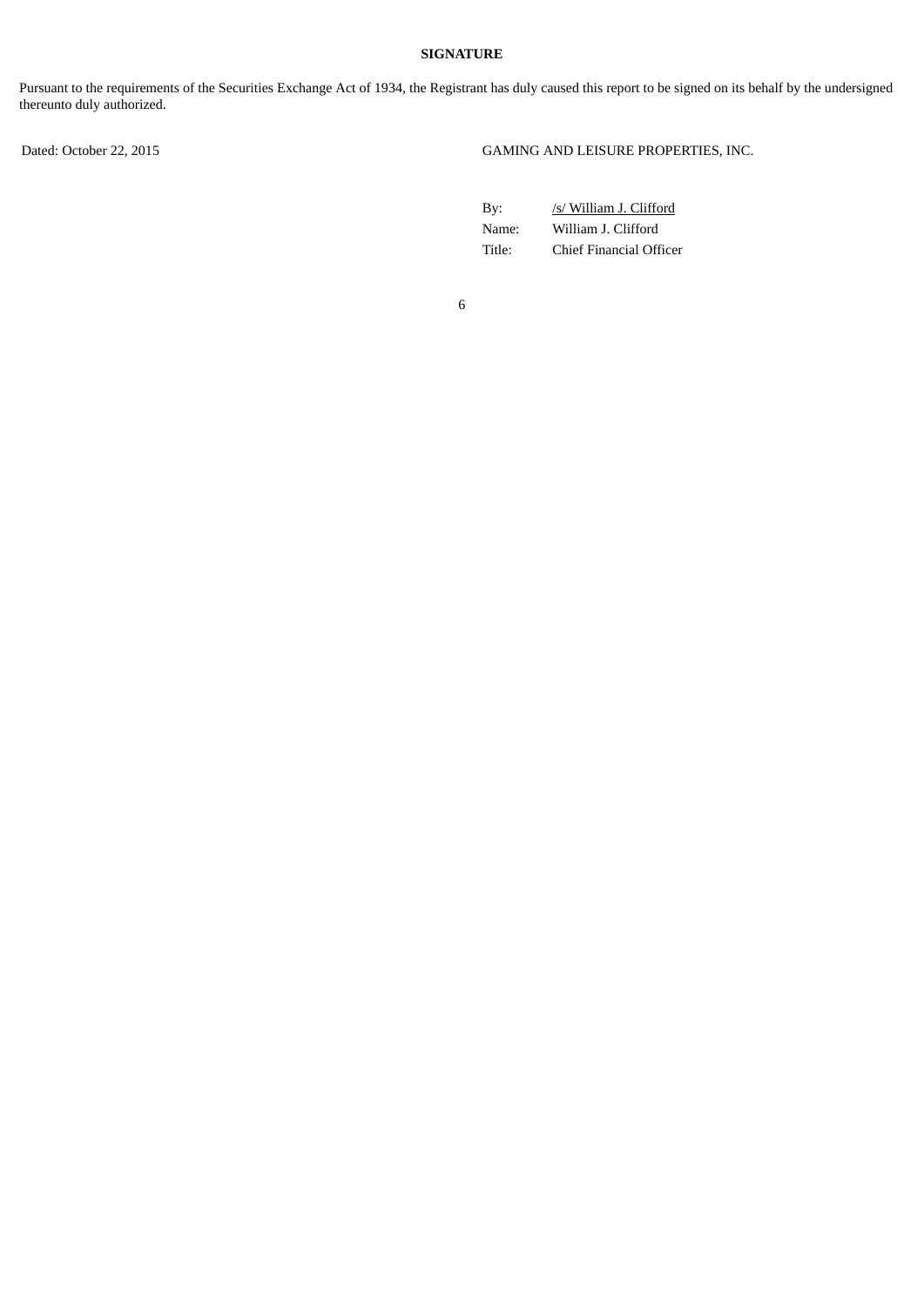**SIGNATURE**

Pursuant to the requirements of the Securities Exchange Act of 1934, the Registrant has duly caused this report to be signed on its behalf by the undersigned thereunto duly authorized.

Dated: October 22, 2015

GAMING AND LEISURE PROPERTIES, INC.

| | |
|---|---|
| By: | /s/ William J. Clifford |
| Name: | William J. Clifford |
| Title: | Chief Financial Officer |